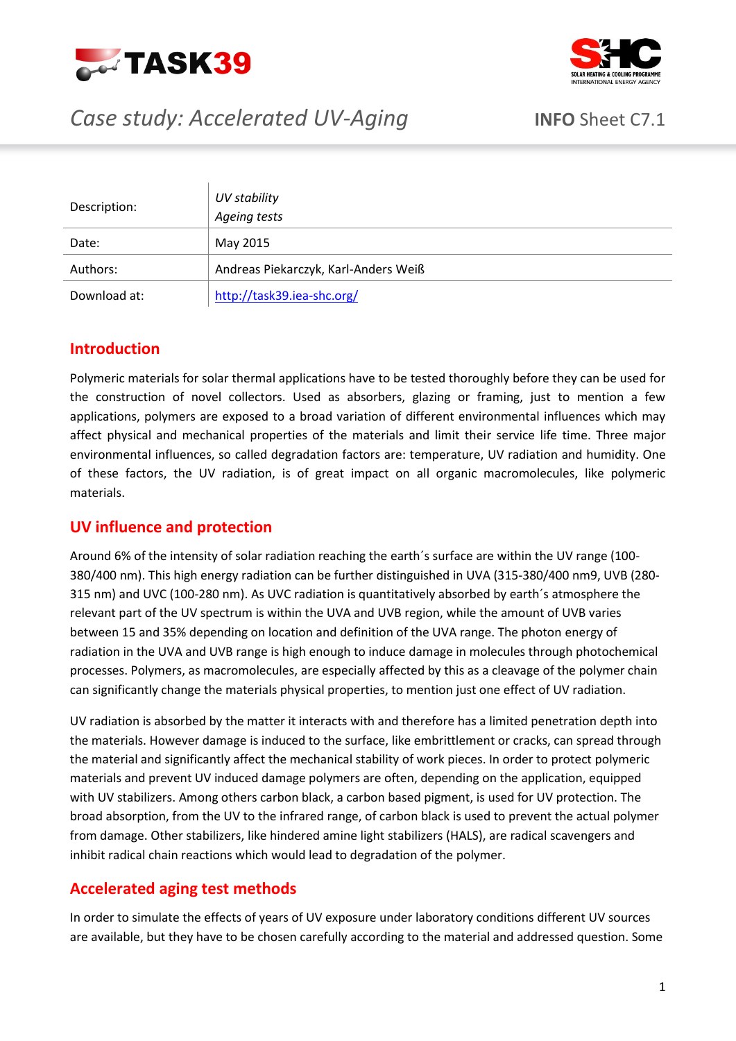TASK39

SHC — SOLAR HEATING & COOLING PROGRAMME — INTERNATIONAL ENERGY AGENCY

# *Case study: Accelerated UV-Aging*

**INFO** Sheet C7.1

| Description: | *UV stability*<br>*Ageing tests* |
|---|---|
| Date: | May 2015 |
| Authors: | Andreas Piekarczyk, Karl-Anders Weiß |
| Download at: | [http://task39.iea-shc.org/](http://task39.iea-shc.org/) |

## Introduction

Polymeric materials for solar thermal applications have to be tested thoroughly before they can be used for the construction of novel collectors. Used as absorbers, glazing or framing, just to mention a few applications, polymers are exposed to a broad variation of different environmental influences which may affect physical and mechanical properties of the materials and limit their service life time. Three major environmental influences, so called degradation factors are: temperature, UV radiation and humidity. One of these factors, the UV radiation, is of great impact on all organic macromolecules, like polymeric materials.

## UV influence and protection

Around 6% of the intensity of solar radiation reaching the earth´s surface are within the UV range (100-380/400 nm). This high energy radiation can be further distinguished in UVA (315-380/400 nm9, UVB (280-315 nm) and UVC (100-280 nm). As UVC radiation is quantitatively absorbed by earth´s atmosphere the relevant part of the UV spectrum is within the UVA and UVB region, while the amount of UVB varies between 15 and 35% depending on location and definition of the UVA range. The photon energy of radiation in the UVA and UVB range is high enough to induce damage in molecules through photochemical processes. Polymers, as macromolecules, are especially affected by this as a cleavage of the polymer chain can significantly change the materials physical properties, to mention just one effect of UV radiation.

UV radiation is absorbed by the matter it interacts with and therefore has a limited penetration depth into the materials. However damage is induced to the surface, like embrittlement or cracks, can spread through the material and significantly affect the mechanical stability of work pieces. In order to protect polymeric materials and prevent UV induced damage polymers are often, depending on the application, equipped with UV stabilizers. Among others carbon black, a carbon based pigment, is used for UV protection. The broad absorption, from the UV to the infrared range, of carbon black is used to prevent the actual polymer from damage. Other stabilizers, like hindered amine light stabilizers (HALS), are radical scavengers and inhibit radical chain reactions which would lead to degradation of the polymer.

## Accelerated aging test methods

In order to simulate the effects of years of UV exposure under laboratory conditions different UV sources are available, but they have to be chosen carefully according to the material and addressed question. Some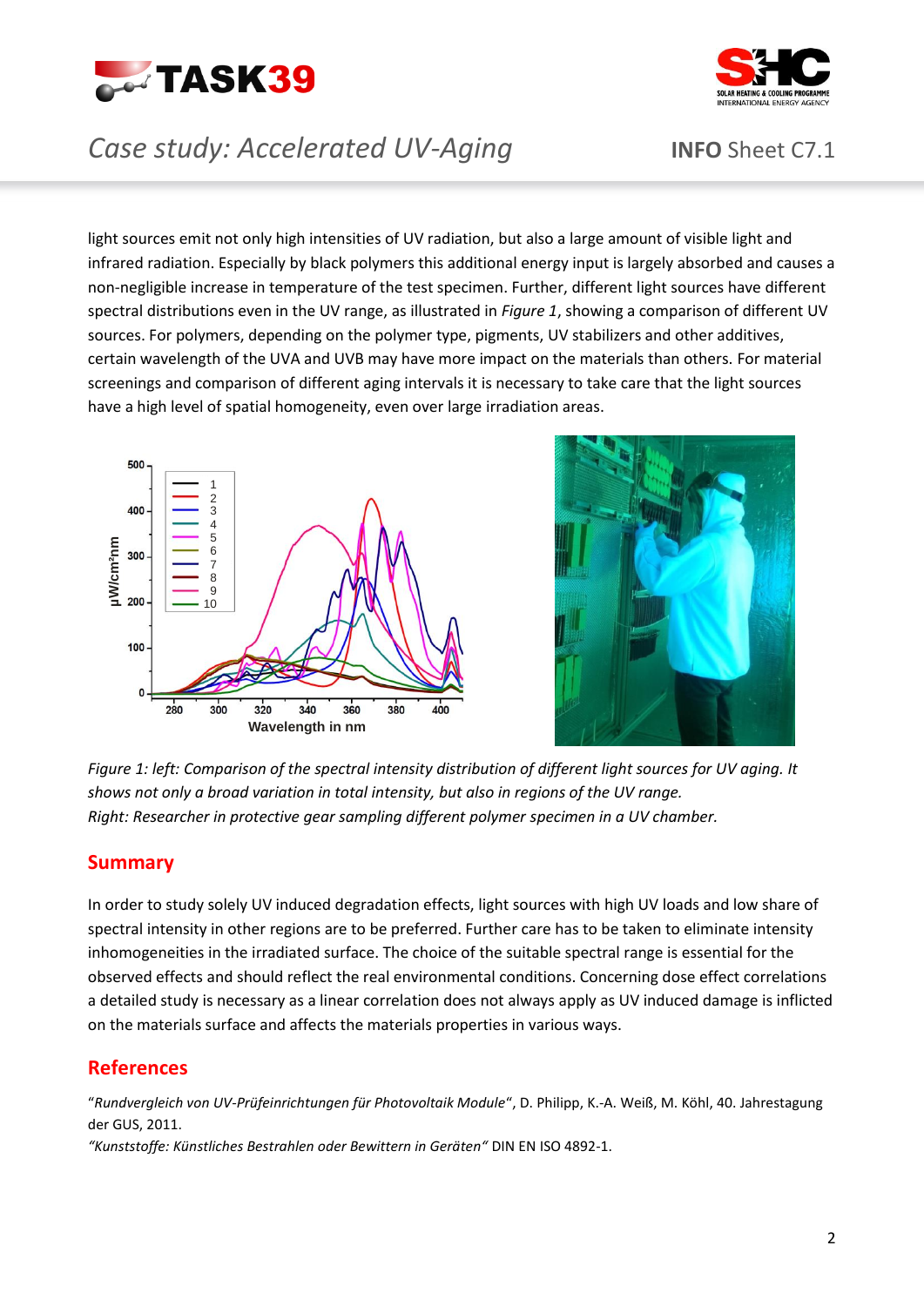light sources emit not only high intensities of UV radiation, but also a large amount of visible light and infrared radiation. Especially by black polymers this additional energy input is largely absorbed and causes a non-negligible increase in temperature of the test specimen. Further, different light sources have different spectral distributions even in the UV range, as illustrated in *Figure 1*, showing a comparison of different UV sources. For polymers, depending on the polymer type, pigments, UV stabilizers and other additives, certain wavelength of the UVA and UVB may have more impact on the materials than others. For material screenings and comparison of different aging intervals it is necessary to take care that the light sources have a high level of spatial homogeneity, even over large irradiation areas.

500
400
300
200
100
0
µW/cm²nm
1
2
3
4
5
6
7
8
9
10
280
300
320
340
360
380
400
Wavelength in nm

*Figure 1: left: Comparison of the spectral intensity distribution of different light sources for UV aging. It shows not only a broad variation in total intensity, but also in regions of the UV range.*
*Right: Researcher in protective gear sampling different polymer specimen in a UV chamber.*

## Summary

In order to study solely UV induced degradation effects, light sources with high UV loads and low share of spectral intensity in other regions are to be preferred. Further care has to be taken to eliminate intensity inhomogeneities in the irradiated surface. The choice of the suitable spectral range is essential for the observed effects and should reflect the real environmental conditions. Concerning dose effect correlations a detailed study is necessary as a linear correlation does not always apply as UV induced damage is inflicted on the materials surface and affects the materials properties in various ways.

## References

"*Rundvergleich von UV-Prüfeinrichtungen für Photovoltaik Module*", D. Philipp, K.-A. Weiß, M. Köhl, 40. Jahrestagung der GUS, 2011.

*"Kunststoffe: Künstliches Bestrahlen oder Bewittern in Geräten"* DIN EN ISO 4892-1.